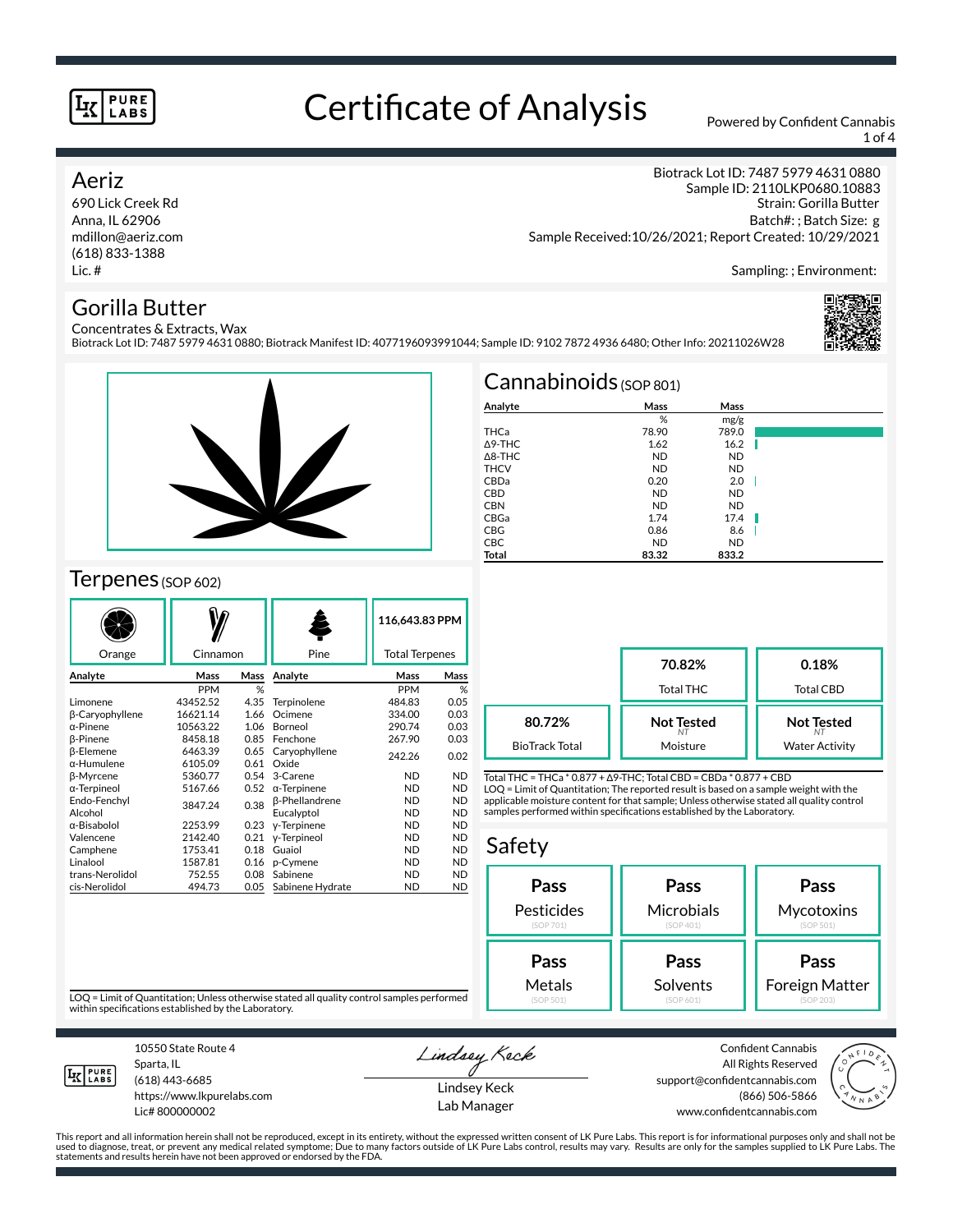# Certificate of Analysis

Powered by Confident Cannabis

## Aeriz

690 Lick Creek Rd
Anna, IL 62906
mdillon@aeriz.com
(618) 833-1388
Lic. #

Biotrack Lot ID: 7487 5979 4631 0880
Sample ID: 2110LKP0680.10883
Strain: Gorilla Butter
Batch#: ; Batch Size: g
Sample Received:10/26/2021; Report Created: 10/29/2021

Sampling: ; Environment:

## Gorilla Butter

Concentrates & Extracts, Wax
Biotrack Lot ID: 7487 5979 4631 0880; Biotrack Manifest ID: 4077196093991044; Sample ID: 9102 7872 4936 6480; Other Info: 20211026W28

## Cannabinoids (SOP 801)

| Analyte | Mass % | Mass mg/g |
|---|---|---|
| THCa | 78.90 | 789.0 |
| Δ9-THC | 1.62 | 16.2 |
| Δ8-THC | ND | ND |
| THCV | ND | ND |
| CBDa | 0.20 | 2.0 |
| CBD | ND | ND |
| CBN | ND | ND |
| CBGa | 1.74 | 17.4 |
| CBG | 0.86 | 8.6 |
| CBC | ND | ND |
| **Total** | **83.32** | **833.2** |

| | | |
|---|---|---|
| | **70.82%** Total THC | **0.18%** Total CBD |
| **80.72%** BioTrack Total | **Not Tested** (NT) Moisture | **Not Tested** (NT) Water Activity |

Total THC = THCa * 0.877 + Δ9-THC; Total CBD = CBDa * 0.877 + CBD
LOQ = Limit of Quantitation; The reported result is based on a sample weight with the applicable moisture content for that sample; Unless otherwise stated all quality control samples performed within specifications established by the Laboratory.

## Terpenes (SOP 602)

Orange | Cinnamon | Pine | **116,643.83 PPM** Total Terpenes

| Analyte | Mass PPM | Mass % | Analyte | Mass PPM | Mass % |
|---|---|---|---|---|---|
| Limonene | 43452.52 | 4.35 | Terpinolene | 484.83 | 0.05 |
| β-Caryophyllene | 16621.14 | 1.66 | Ocimene | 334.00 | 0.03 |
| α-Pinene | 10563.22 | 1.06 | Borneol | 290.74 | 0.03 |
| β-Pinene | 8458.18 | 0.85 | Fenchone | 267.90 | 0.03 |
| β-Elemene | 6463.39 | 0.65 | Caryophyllene Oxide | 242.26 | 0.02 |
| α-Humulene | 6105.09 | 0.61 | | | |
| β-Myrcene | 5360.77 | 0.54 | 3-Carene | ND | ND |
| α-Terpineol | 5167.66 | 0.52 | α-Terpinene | ND | ND |
| Endo-Fenchyl Alcohol | 3847.24 | 0.38 | β-Phellandrene | ND | ND |
| | | | Eucalyptol | ND | ND |
| α-Bisabolol | 2253.99 | 0.23 | γ-Terpinene | ND | ND |
| Valencene | 2142.40 | 0.21 | γ-Terpineol | ND | ND |
| Camphene | 1753.41 | 0.18 | Guaiol | ND | ND |
| Linalool | 1587.81 | 0.16 | p-Cymene | ND | ND |
| trans-Nerolidol | 752.55 | 0.08 | Sabinene | ND | ND |
| cis-Nerolidol | 494.73 | 0.05 | Sabinene Hydrate | ND | ND |

LOQ = Limit of Quantitation; Unless otherwise stated all quality control samples performed within specifications established by the Laboratory.

## Safety

| | | |
|---|---|---|
| **Pass** Pesticides (SOP 701) | **Pass** Microbials (SOP 401) | **Pass** Mycotoxins (SOP 501) |
| **Pass** Metals (SOP 501) | **Pass** Solvents (SOP 601) | **Pass** Foreign Matter (SOP 203) |

10550 State Route 4
Sparta, IL
(618) 443-6685
https://www.lkpurelabs.com
Lic# 800000002

Lindsey Keck
Lab Manager

Confident Cannabis
All Rights Reserved
support@confidentcannabis.com
(866) 506-5866
www.confidentcannabis.com

This report and all information herein shall not be reproduced, except in its entirety, without the expressed written consent of LK Pure Labs. This report is for informational purposes only and shall not be used to diagnose, treat, or prevent any medical related symptome; Due to many factors outside of LK Pure Labs control, results may vary. Results are only for the samples supplied to LK Pure Labs. The statements and results herein have not been approved or endorsed by the FDA.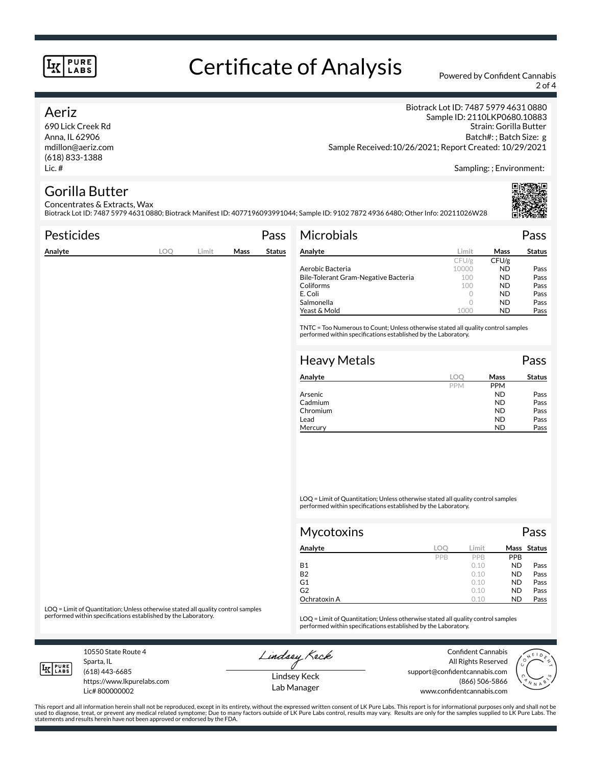# Certificate of Analysis

Powered by Confident Cannabis

## Aeriz

690 Lick Creek Rd
Anna, IL 62906
mdillon@aeriz.com
(618) 833-1388
Lic. #

Biotrack Lot ID: 7487 5979 4631 0880
Sample ID: 2110LKP0680.10883
Strain: Gorilla Butter
Batch#: ; Batch Size: g
Sample Received:10/26/2021; Report Created: 10/29/2021

Sampling: ; Environment:

## Gorilla Butter

Concentrates & Extracts, Wax
Biotrack Lot ID: 7487 5979 4631 0880; Biotrack Manifest ID: 4077196093991044; Sample ID: 9102 7872 4936 6480; Other Info: 20211026W28

### Pesticides — Pass

| Analyte | LOQ | Limit | Mass | Status |
|---|---|---|---|---|

LOQ = Limit of Quantitation; Unless otherwise stated all quality control samples performed within specifications established by the Laboratory.

### Microbials — Pass

| Analyte | Limit | Mass | Status |
|---|---|---|---|
| | CFU/g | CFU/g | |
| Aerobic Bacteria | 10000 | ND | Pass |
| Bile-Tolerant Gram-Negative Bacteria | 100 | ND | Pass |
| Coliforms | 100 | ND | Pass |
| E. Coli | 0 | ND | Pass |
| Salmonella | 0 | ND | Pass |
| Yeast & Mold | 1000 | ND | Pass |

TNTC = Too Numerous to Count; Unless otherwise stated all quality control samples performed within specifications established by the Laboratory.

### Heavy Metals — Pass

| Analyte | LOQ | Mass | Status |
|---|---|---|---|
| | PPM | PPM | |
| Arsenic | | ND | Pass |
| Cadmium | | ND | Pass |
| Chromium | | ND | Pass |
| Lead | | ND | Pass |
| Mercury | | ND | Pass |

LOQ = Limit of Quantitation; Unless otherwise stated all quality control samples performed within specifications established by the Laboratory.

### Mycotoxins — Pass

| Analyte | LOQ | Limit | Mass | Status |
|---|---|---|---|---|
| | PPB | PPB | PPB | |
| B1 | | 0.10 | ND | Pass |
| B2 | | 0.10 | ND | Pass |
| G1 | | 0.10 | ND | Pass |
| G2 | | 0.10 | ND | Pass |
| Ochratoxin A | | 0.10 | ND | Pass |

LOQ = Limit of Quantitation; Unless otherwise stated all quality control samples performed within specifications established by the Laboratory.

10550 State Route 4
Sparta, IL
(618) 443-6685
https://www.lkpurelabs.com
Lic# 800000002

Lindsey Keck
Lab Manager

Confident Cannabis
All Rights Reserved
support@confidentcannabis.com
(866) 506-5866
www.confidentcannabis.com

This report and all information herein shall not be reproduced, except in its entirety, without the expressed written consent of LK Pure Labs. This report is for informational purposes only and shall not be used to diagnose, treat, or prevent any medical related symptome; Due to many factors outside of LK Pure Labs control, results may vary. Results are only for the samples supplied to LK Pure Labs. The statements and results herein have not been approved or endorsed by the FDA.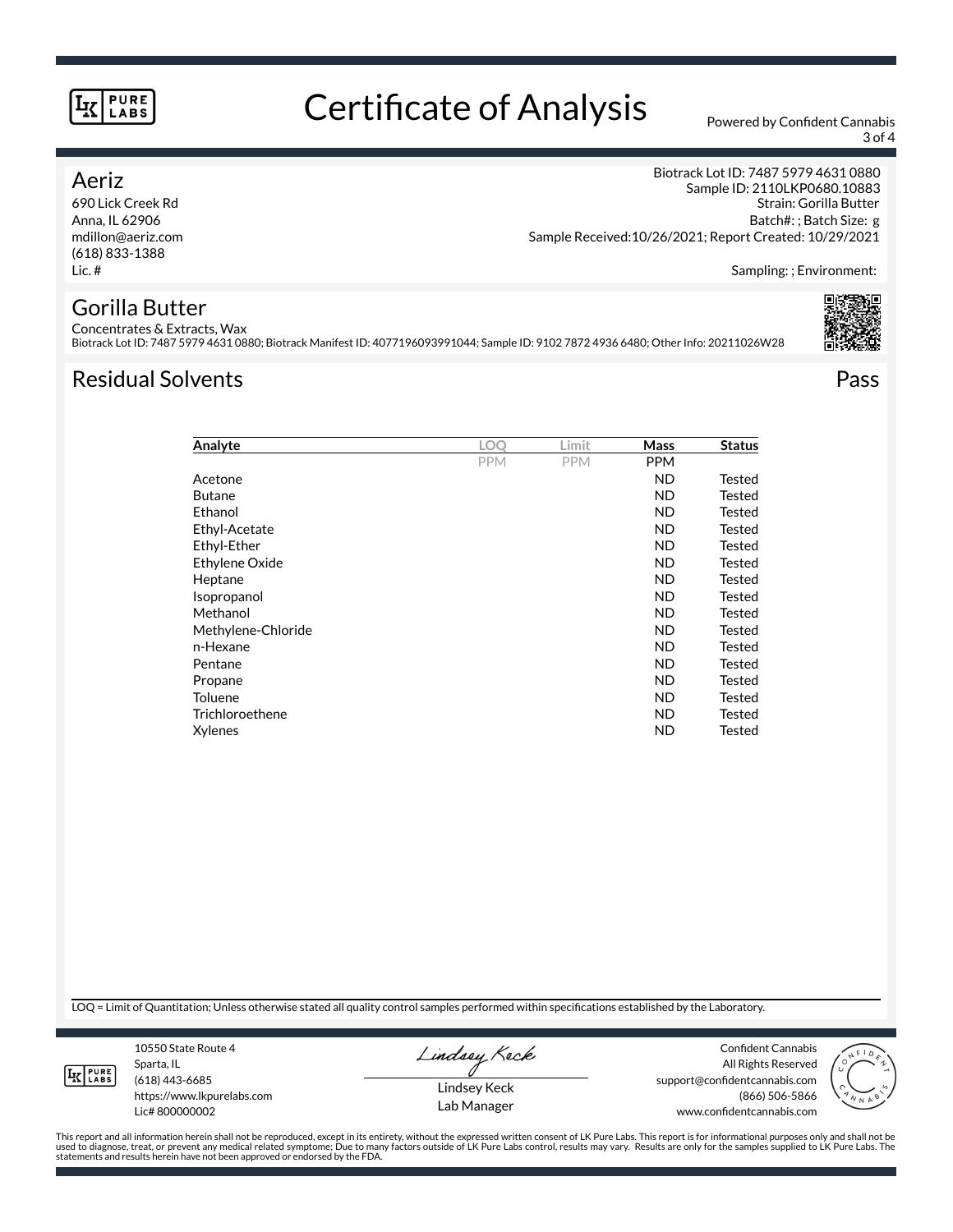# Certificate of Analysis

Powered by Confident Cannabis

**Aeriz**
690 Lick Creek Rd
Anna, IL 62906
mdillon@aeriz.com
(618) 833-1388
Lic. #

Biotrack Lot ID: 7487 5979 4631 0880
Sample ID: 2110LKP0680.10883
Strain: Gorilla Butter
Batch#: ; Batch Size: g
Sample Received:10/26/2021; Report Created: 10/29/2021

Sampling: ; Environment:

## Gorilla Butter

Concentrates & Extracts, Wax
Biotrack Lot ID: 7487 5979 4631 0880; Biotrack Manifest ID: 4077196093991044; Sample ID: 9102 7872 4936 6480; Other Info: 20211026W28

## Residual Solvents — Pass

| Analyte | LOQ | Limit | Mass | Status |
|---|---|---|---|---|
| | PPM | PPM | PPM | |
| Acetone | | | ND | Tested |
| Butane | | | ND | Tested |
| Ethanol | | | ND | Tested |
| Ethyl-Acetate | | | ND | Tested |
| Ethyl-Ether | | | ND | Tested |
| Ethylene Oxide | | | ND | Tested |
| Heptane | | | ND | Tested |
| Isopropanol | | | ND | Tested |
| Methanol | | | ND | Tested |
| Methylene-Chloride | | | ND | Tested |
| n-Hexane | | | ND | Tested |
| Pentane | | | ND | Tested |
| Propane | | | ND | Tested |
| Toluene | | | ND | Tested |
| Trichloroethene | | | ND | Tested |
| Xylenes | | | ND | Tested |

LOQ = Limit of Quantitation; Unless otherwise stated all quality control samples performed within specifications established by the Laboratory.

10550 State Route 4
Sparta, IL
(618) 443-6685
https://www.lkpurelabs.com
Lic# 800000002

Lindsey Keck
Lab Manager

Confident Cannabis
All Rights Reserved
support@confidentcannabis.com
(866) 506-5866
www.confidentcannabis.com

This report and all information herein shall not be reproduced, except in its entirety, without the expressed written consent of LK Pure Labs. This report is for informational purposes only and shall not be used to diagnose, treat, or prevent any medical related symptome; Due to many factors outside of LK Pure Labs control, results may vary. Results are only for the samples supplied to LK Pure Labs. The statements and results herein have not been approved or endorsed by the FDA.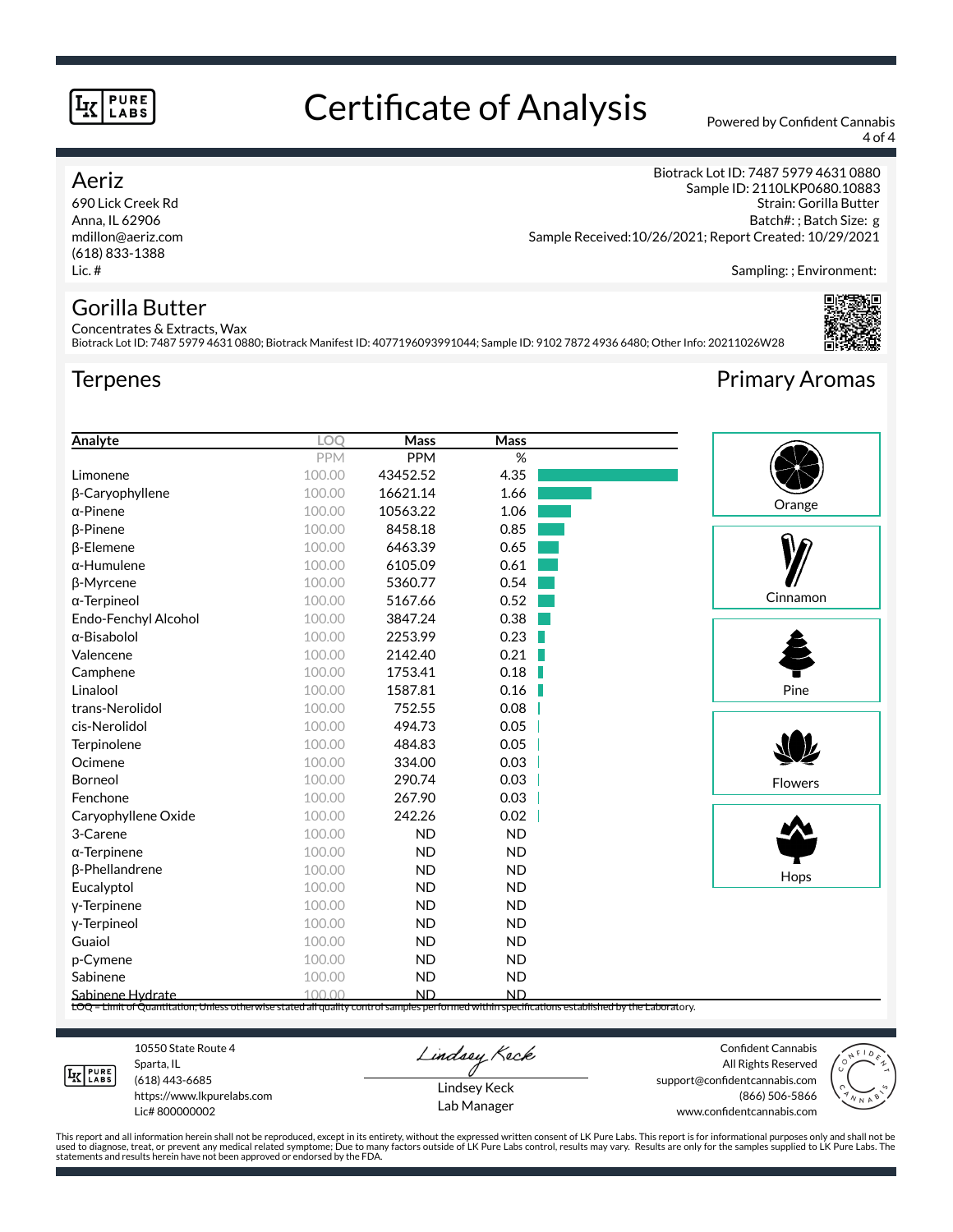# Certificate of Analysis

Powered by Confident Cannabis

## Aeriz

690 Lick Creek Rd
Anna, IL 62906
mdillon@aeriz.com
(618) 833-1388
Lic. #

Biotrack Lot ID: 7487 5979 4631 0880
Sample ID: 2110LKP0680.10883
Strain: Gorilla Butter
Batch#: ; Batch Size: g
Sample Received:10/26/2021; Report Created: 10/29/2021

Sampling: ; Environment:

## Gorilla Butter

Concentrates & Extracts, Wax
Biotrack Lot ID: 7487 5979 4631 0880; Biotrack Manifest ID: 4077196093991044; Sample ID: 9102 7872 4936 6480; Other Info: 20211026W28

## Terpenes

| Analyte | LOQ | Mass | Mass |
|---|---|---|---|
| | PPM | PPM | % |
| Limonene | 100.00 | 43452.52 | 4.35 |
| β-Caryophyllene | 100.00 | 16621.14 | 1.66 |
| α-Pinene | 100.00 | 10563.22 | 1.06 |
| β-Pinene | 100.00 | 8458.18 | 0.85 |
| β-Elemene | 100.00 | 6463.39 | 0.65 |
| α-Humulene | 100.00 | 6105.09 | 0.61 |
| β-Myrcene | 100.00 | 5360.77 | 0.54 |
| α-Terpineol | 100.00 | 5167.66 | 0.52 |
| Endo-Fenchyl Alcohol | 100.00 | 3847.24 | 0.38 |
| α-Bisabolol | 100.00 | 2253.99 | 0.23 |
| Valencene | 100.00 | 2142.40 | 0.21 |
| Camphene | 100.00 | 1753.41 | 0.18 |
| Linalool | 100.00 | 1587.81 | 0.16 |
| trans-Nerolidol | 100.00 | 752.55 | 0.08 |
| cis-Nerolidol | 100.00 | 494.73 | 0.05 |
| Terpinolene | 100.00 | 484.83 | 0.05 |
| Ocimene | 100.00 | 334.00 | 0.03 |
| Borneol | 100.00 | 290.74 | 0.03 |
| Fenchone | 100.00 | 267.90 | 0.03 |
| Caryophyllene Oxide | 100.00 | 242.26 | 0.02 |
| 3-Carene | 100.00 | ND | ND |
| α-Terpinene | 100.00 | ND | ND |
| β-Phellandrene | 100.00 | ND | ND |
| Eucalyptol | 100.00 | ND | ND |
| γ-Terpinene | 100.00 | ND | ND |
| γ-Terpineol | 100.00 | ND | ND |
| Guaiol | 100.00 | ND | ND |
| p-Cymene | 100.00 | ND | ND |
| Sabinene | 100.00 | ND | ND |
| Sabinene Hydrate | 100.00 | ND | ND |

LOQ = Limit of Quantitation; Unless otherwise stated all quality control samples performed within specifications established by the Laboratory.

## Primary Aromas

Orange

Cinnamon

Pine

Flowers

Hops

10550 State Route 4
Sparta, IL
(618) 443-6685
https://www.lkpurelabs.com
Lic# 800000002

Lindsey Keck
Lab Manager

Confident Cannabis
All Rights Reserved
support@confidentcannabis.com
(866) 506-5866
www.confidentcannabis.com

This report and all information herein shall not be reproduced, except in its entirety, without the expressed written consent of LK Pure Labs. This report is for informational purposes only and shall not be used to diagnose, treat, or prevent any medical related symptome; Due to many factors outside of LK Pure Labs control, results may vary. Results are only for the samples supplied to LK Pure Labs. The statements and results herein have not been approved or endorsed by the FDA.